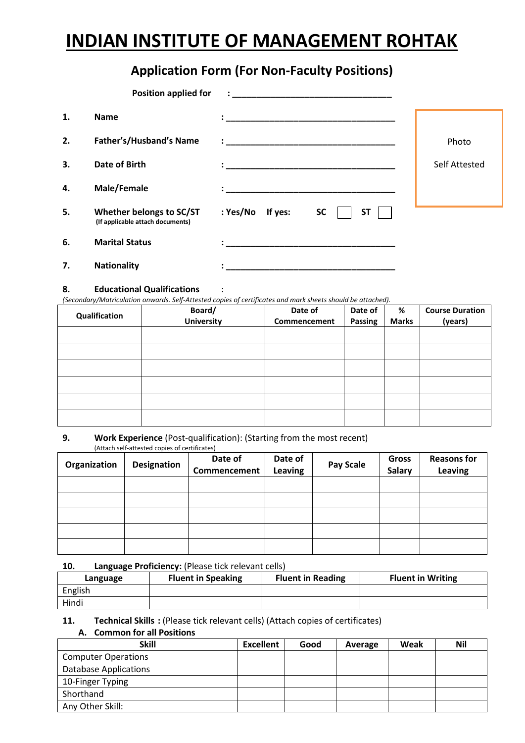# INDIAN INSTITUTE OF MANAGEMENT ROHTAK

## Application Form (For Non-Faculty Positions)

**Position applied for** : ________________________________

Photo

Self Attested

1. **Name** : ___________________________________
2. **Father's/Husband's Name** : ___________________________________
3. **Date of Birth** : ___________________________________
4. **Male/Female** : ___________________________________
5. **Whether belongs to SC/ST** (If applicable attach documents) **: Yes/No If yes: SC ☐ ST ☐**
6. **Marital Status** : ___________________________________
7. **Nationality** : ___________________________________

8. **Educational Qualifications** :

*(Secondary/Matriculation onwards. Self-Attested copies of certificates and mark sheets should be attached).*

| Qualification | Board/ University | Date of Commencement | Date of Passing | % Marks | Course Duration (years) |
|---|---|---|---|---|---|
| | | | | | |
| | | | | | |
| | | | | | |
| | | | | | |
| | | | | | |
| | | | | | |

9. **Work Experience** (Post-qualification): (Starting from the most recent)
(Attach self-attested copies of certificates)

| Organization | Designation | Date of Commencement | Date of Leaving | Pay Scale | Gross Salary | Reasons for Leaving |
|---|---|---|---|---|---|---|
| | | | | | | |
| | | | | | | |
| | | | | | | |
| | | | | | | |
| | | | | | | |

10. **Language Proficiency:** (Please tick relevant cells)

| Language | Fluent in Speaking | Fluent in Reading | Fluent in Writing |
|---|---|---|---|
| English | | | |
| Hindi | | | |

11. **Technical Skills :** (Please tick relevant cells) (Attach copies of certificates)

**A. Common for all Positions**

| Skill | Excellent | Good | Average | Weak | Nil |
|---|---|---|---|---|---|
| Computer Operations | | | | | |
| Database Applications | | | | | |
| 10-Finger Typing | | | | | |
| Shorthand | | | | | |
| Any Other Skill: | | | | | |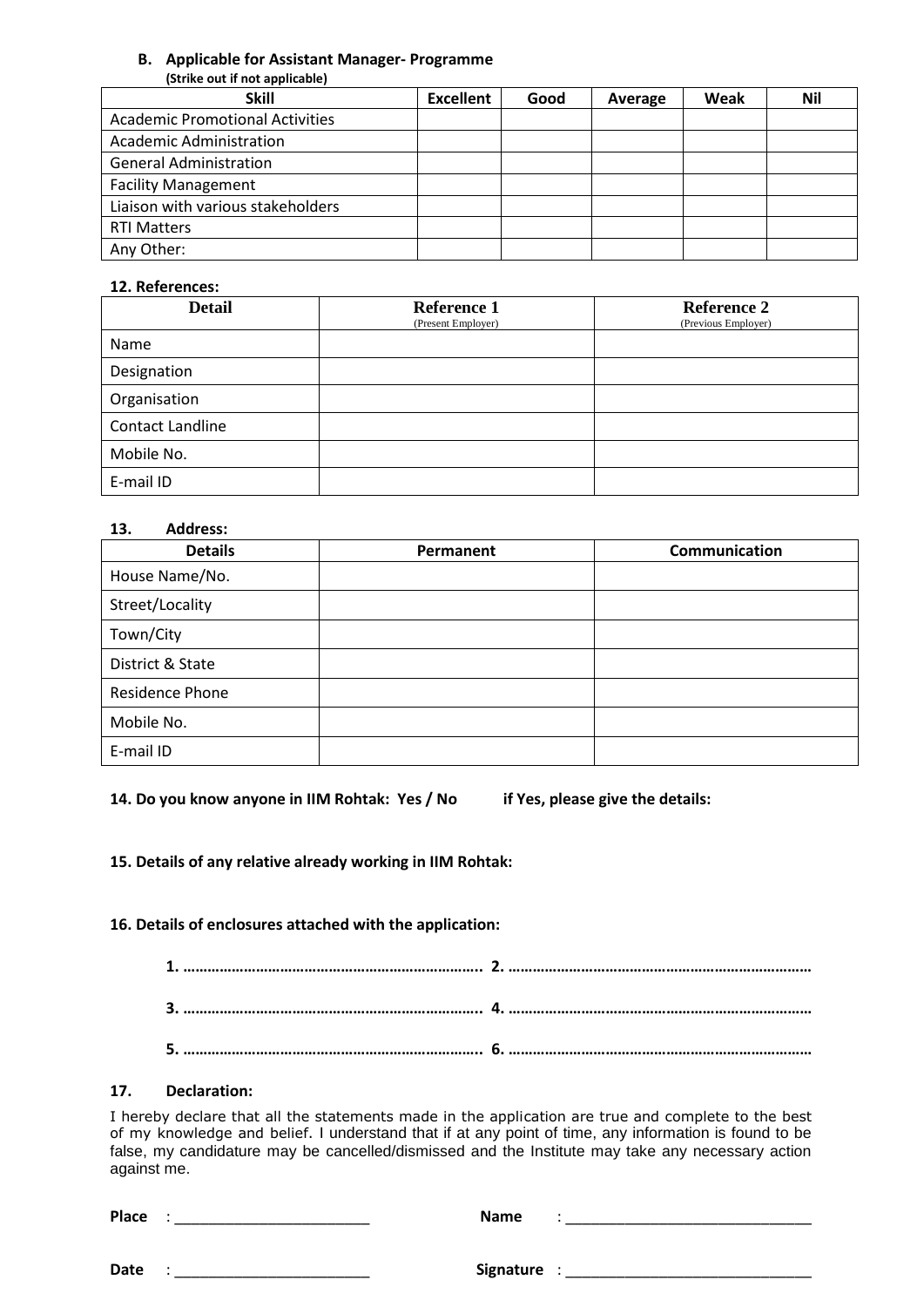### B. Applicable for Assistant Manager- Programme

**(Strike out if not applicable)**

| Skill | Excellent | Good | Average | Weak | Nil |
|---|---|---|---|---|---|
| Academic Promotional Activities | | | | | |
| Academic Administration | | | | | |
| General Administration | | | | | |
| Facility Management | | | | | |
| Liaison with various stakeholders | | | | | |
| RTI Matters | | | | | |
| Any Other: | | | | | |

**12. References:**

| Detail | Reference 1 (Present Employer) | Reference 2 (Previous Employer) |
|---|---|---|
| Name | | |
| Designation | | |
| Organisation | | |
| Contact Landline | | |
| Mobile No. | | |
| E-mail ID | | |

**13. Address:**

| Details | Permanent | Communication |
|---|---|---|
| House Name/No. | | |
| Street/Locality | | |
| Town/City | | |
| District & State | | |
| Residence Phone | | |
| Mobile No. | | |
| E-mail ID | | |

**14. Do you know anyone in IIM Rohtak: Yes / No if Yes, please give the details:**

**15. Details of any relative already working in IIM Rohtak:**

**16. Details of enclosures attached with the application:**

**1. ………………………………………………………………. 2. ……………………………………………………………….**

**3. ………………………………………………………………. 4. ……………………………………………………………….**

**5. ………………………………………………………………. 6. ……………………………………………………………….**

**17. Declaration:**

I hereby declare that all the statements made in the application are true and complete to the best of my knowledge and belief. I understand that if at any point of time, any information is found to be false, my candidature may be cancelled/dismissed and the Institute may take any necessary action against me.

**Place** : _______________________ **Name** : _____________________________

**Date** : _______________________ **Signature** : _____________________________